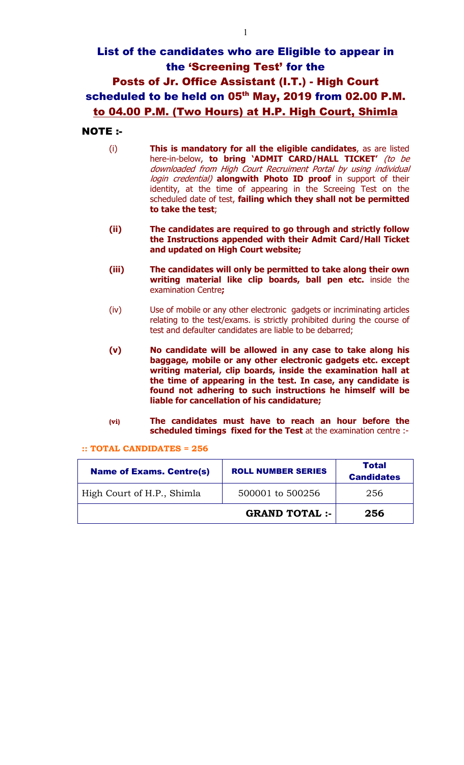# List of the candidates who are Eligible to appear in the 'Screening Test' for the Posts of Jr. Office Assistant (I.T.) - High Court scheduled to be held on 05th May, 2019 from 02.00 P.M. to 04.00 P.M. (Two Hours) at H.P. High Court, Shimla

## NOTE :-

(i) **This is mandatory for all the eligible candidates**, as are listed here-in-below, **to bring 'ADMIT CARD/HALL TICKET'** *(to be downloaded from High Court Recruiment Portal by using individual login credential)* **alongwith Photo ID proof** in support of their identity, at the time of appearing in the Screeing Test on the scheduled date of test, **failing which they shall not be permitted to take the test**;

**(ii) The candidates are required to go through and strictly follow the Instructions appended with their Admit Card/Hall Ticket and updated on High Court website;**

**(iii) The candidates will only be permitted to take along their own writing material like clip boards, ball pen etc.** inside the examination Centre**;**

(iv) Use of mobile or any other electronic gadgets or incriminating articles relating to the test/exams. is strictly prohibited during the course of test and defaulter candidates are liable to be debarred;

**(v) No candidate will be allowed in any case to take along his baggage, mobile or any other electronic gadgets etc. except writing material, clip boards, inside the examination hall at the time of appearing in the test. In case, any candidate is found not adhering to such instructions he himself will be liable for cancellation of his candidature;**

**(vi) The candidates must have to reach an hour before the scheduled timings fixed for the Test** at the examination centre :-

**:: TOTAL CANDIDATES = 256**

| Name of Exams. Centre(s) | ROLL NUMBER SERIES | Total Candidates |
|---|---|---|
| High Court of H.P., Shimla | 500001 to 500256 | 256 |
| | **GRAND TOTAL :-** | **256** |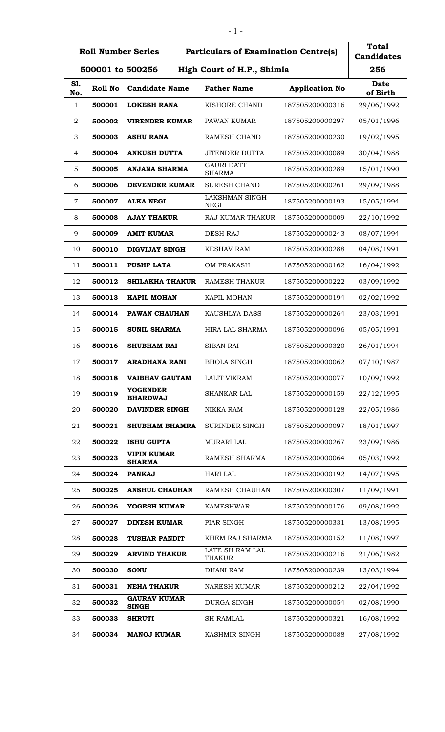| Roll Number Series | | Particulars of Examination Centre(s) | | | Total Candidates |
|---|---|---|---|---|---|
| 500001 to 500256 | | High Court of H.P., Shimla | | | 256 |

| Sl. No. | Roll No | Candidate Name | Father Name | Application No | Date of Birth |
|---|---|---|---|---|---|
| 1 | **500001** | **LOKESH RANA** | KISHORE CHAND | 187505200000316 | 29/06/1992 |
| 2 | **500002** | **VIRENDER KUMAR** | PAWAN KUMAR | 187505200000297 | 05/01/1996 |
| 3 | **500003** | **ASHU RANA** | RAMESH CHAND | 187505200000230 | 19/02/1995 |
| 4 | **500004** | **ANKUSH DUTTA** | JITENDER DUTTA | 187505200000089 | 30/04/1988 |
| 5 | **500005** | **ANJANA SHARMA** | GAURI DATT SHARMA | 187505200000289 | 15/01/1990 |
| 6 | **500006** | **DEVENDER KUMAR** | SURESH CHAND | 187505200000261 | 29/09/1988 |
| 7 | **500007** | **ALKA NEGI** | LAKSHMAN SINGH NEGI | 187505200000193 | 15/05/1994 |
| 8 | **500008** | **AJAY THAKUR** | RAJ KUMAR THAKUR | 187505200000009 | 22/10/1992 |
| 9 | **500009** | **AMIT KUMAR** | DESH RAJ | 187505200000243 | 08/07/1994 |
| 10 | **500010** | **DIGVIJAY SINGH** | KESHAV RAM | 187505200000288 | 04/08/1991 |
| 11 | **500011** | **PUSHP LATA** | OM PRAKASH | 187505200000162 | 16/04/1992 |
| 12 | **500012** | **SHILAKHA THAKUR** | RAMESH THAKUR | 187505200000222 | 03/09/1992 |
| 13 | **500013** | **KAPIL MOHAN** | KAPIL MOHAN | 187505200000194 | 02/02/1992 |
| 14 | **500014** | **PAWAN CHAUHAN** | KAUSHLYA DASS | 187505200000264 | 23/03/1991 |
| 15 | **500015** | **SUNIL SHARMA** | HIRA LAL SHARMA | 187505200000096 | 05/05/1991 |
| 16 | **500016** | **SHUBHAM RAI** | SIBAN RAI | 187505200000320 | 26/01/1994 |
| 17 | **500017** | **ARADHANA RANI** | BHOLA SINGH | 187505200000062 | 07/10/1987 |
| 18 | **500018** | **VAIBHAV GAUTAM** | LALIT VIKRAM | 187505200000077 | 10/09/1992 |
| 19 | **500019** | **YOGENDER BHARDWAJ** | SHANKAR LAL | 187505200000159 | 22/12/1995 |
| 20 | **500020** | **DAVINDER SINGH** | NIKKA RAM | 187505200000128 | 22/05/1986 |
| 21 | **500021** | **SHUBHAM BHAMRA** | SURINDER SINGH | 187505200000097 | 18/01/1997 |
| 22 | **500022** | **ISHU GUPTA** | MURARI LAL | 187505200000267 | 23/09/1986 |
| 23 | **500023** | **VIPIN KUMAR SHARMA** | RAMESH SHARMA | 187505200000064 | 05/03/1992 |
| 24 | **500024** | **PANKAJ** | HARI LAL | 187505200000192 | 14/07/1995 |
| 25 | **500025** | **ANSHUL CHAUHAN** | RAMESH CHAUHAN | 187505200000307 | 11/09/1991 |
| 26 | **500026** | **YOGESH KUMAR** | KAMESHWAR | 187505200000176 | 09/08/1992 |
| 27 | **500027** | **DINESH KUMAR** | PIAR SINGH | 187505200000331 | 13/08/1995 |
| 28 | **500028** | **TUSHAR PANDIT** | KHEM RAJ SHARMA | 187505200000152 | 11/08/1997 |
| 29 | **500029** | **ARVIND THAKUR** | LATE SH RAM LAL THAKUR | 187505200000216 | 21/06/1982 |
| 30 | **500030** | **SONU** | DHANI RAM | 187505200000239 | 13/03/1994 |
| 31 | **500031** | **NEHA THAKUR** | NARESH KUMAR | 187505200000212 | 22/04/1992 |
| 32 | **500032** | **GAURAV KUMAR SINGH** | DURGA SINGH | 187505200000054 | 02/08/1990 |
| 33 | **500033** | **SHRUTI** | SH RAMLAL | 187505200000321 | 16/08/1992 |
| 34 | **500034** | **MANOJ KUMAR** | KASHMIR SINGH | 187505200000088 | 27/08/1992 |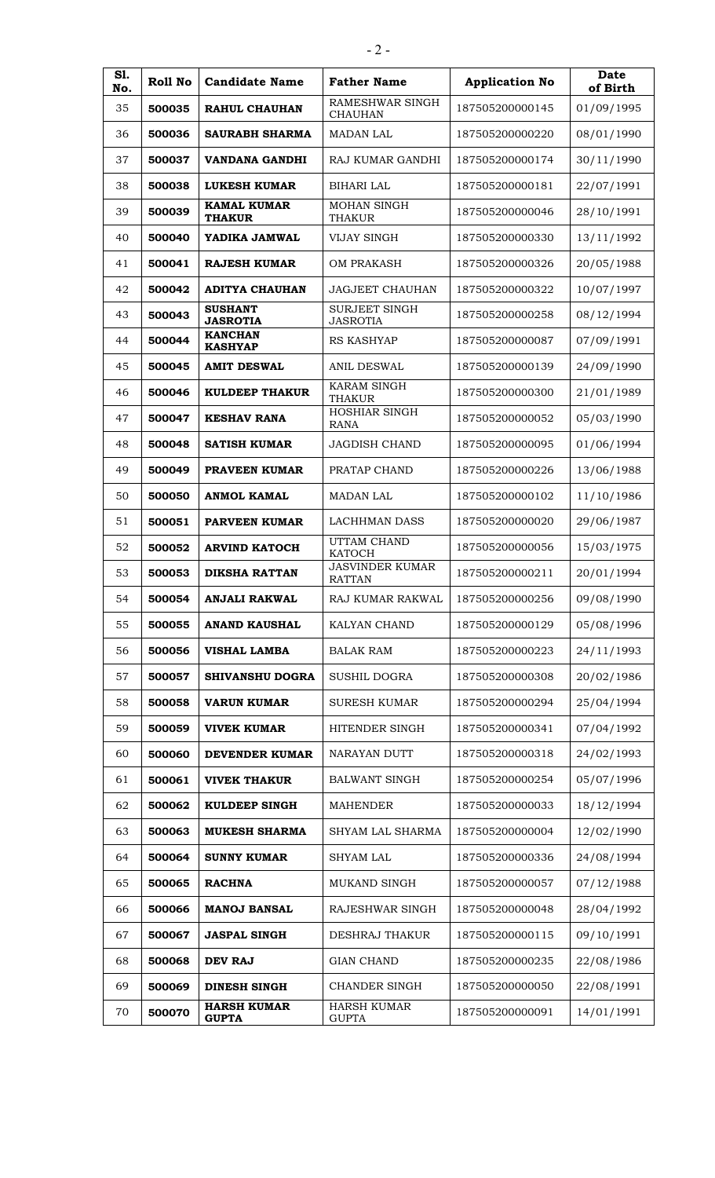| Sl. No. | Roll No | Candidate Name | Father Name | Application No | Date of Birth |
|---|---|---|---|---|---|
| 35 | **500035** | **RAHUL CHAUHAN** | RAMESHWAR SINGH CHAUHAN | 187505200000145 | 01/09/1995 |
| 36 | **500036** | **SAURABH SHARMA** | MADAN LAL | 187505200000220 | 08/01/1990 |
| 37 | **500037** | **VANDANA GANDHI** | RAJ KUMAR GANDHI | 187505200000174 | 30/11/1990 |
| 38 | **500038** | **LUKESH KUMAR** | BIHARI LAL | 187505200000181 | 22/07/1991 |
| 39 | **500039** | **KAMAL KUMAR THAKUR** | MOHAN SINGH THAKUR | 187505200000046 | 28/10/1991 |
| 40 | **500040** | **YADIKA JAMWAL** | VIJAY SINGH | 187505200000330 | 13/11/1992 |
| 41 | **500041** | **RAJESH KUMAR** | OM PRAKASH | 187505200000326 | 20/05/1988 |
| 42 | **500042** | **ADITYA CHAUHAN** | JAGJEET CHAUHAN | 187505200000322 | 10/07/1997 |
| 43 | **500043** | **SUSHANT JASROTIA** | SURJEET SINGH JASROTIA | 187505200000258 | 08/12/1994 |
| 44 | **500044** | **KANCHAN KASHYAP** | RS KASHYAP | 187505200000087 | 07/09/1991 |
| 45 | **500045** | **AMIT DESWAL** | ANIL DESWAL | 187505200000139 | 24/09/1990 |
| 46 | **500046** | **KULDEEP THAKUR** | KARAM SINGH THAKUR | 187505200000300 | 21/01/1989 |
| 47 | **500047** | **KESHAV RANA** | HOSHIAR SINGH RANA | 187505200000052 | 05/03/1990 |
| 48 | **500048** | **SATISH KUMAR** | JAGDISH CHAND | 187505200000095 | 01/06/1994 |
| 49 | **500049** | **PRAVEEN KUMAR** | PRATAP CHAND | 187505200000226 | 13/06/1988 |
| 50 | **500050** | **ANMOL KAMAL** | MADAN LAL | 187505200000102 | 11/10/1986 |
| 51 | **500051** | **PARVEEN KUMAR** | LACHHMAN DASS | 187505200000020 | 29/06/1987 |
| 52 | **500052** | **ARVIND KATOCH** | UTTAM CHAND KATOCH | 187505200000056 | 15/03/1975 |
| 53 | **500053** | **DIKSHA RATTAN** | JASVINDER KUMAR RATTAN | 187505200000211 | 20/01/1994 |
| 54 | **500054** | **ANJALI RAKWAL** | RAJ KUMAR RAKWAL | 187505200000256 | 09/08/1990 |
| 55 | **500055** | **ANAND KAUSHAL** | KALYAN CHAND | 187505200000129 | 05/08/1996 |
| 56 | **500056** | **VISHAL LAMBA** | BALAK RAM | 187505200000223 | 24/11/1993 |
| 57 | **500057** | **SHIVANSHU DOGRA** | SUSHIL DOGRA | 187505200000308 | 20/02/1986 |
| 58 | **500058** | **VARUN KUMAR** | SURESH KUMAR | 187505200000294 | 25/04/1994 |
| 59 | **500059** | **VIVEK KUMAR** | HITENDER SINGH | 187505200000341 | 07/04/1992 |
| 60 | **500060** | **DEVENDER KUMAR** | NARAYAN DUTT | 187505200000318 | 24/02/1993 |
| 61 | **500061** | **VIVEK THAKUR** | BALWANT SINGH | 187505200000254 | 05/07/1996 |
| 62 | **500062** | **KULDEEP SINGH** | MAHENDER | 187505200000033 | 18/12/1994 |
| 63 | **500063** | **MUKESH SHARMA** | SHYAM LAL SHARMA | 187505200000004 | 12/02/1990 |
| 64 | **500064** | **SUNNY KUMAR** | SHYAM LAL | 187505200000336 | 24/08/1994 |
| 65 | **500065** | **RACHNA** | MUKAND SINGH | 187505200000057 | 07/12/1988 |
| 66 | **500066** | **MANOJ BANSAL** | RAJESHWAR SINGH | 187505200000048 | 28/04/1992 |
| 67 | **500067** | **JASPAL SINGH** | DESHRAJ THAKUR | 187505200000115 | 09/10/1991 |
| 68 | **500068** | **DEV RAJ** | GIAN CHAND | 187505200000235 | 22/08/1986 |
| 69 | **500069** | **DINESH SINGH** | CHANDER SINGH | 187505200000050 | 22/08/1991 |
| 70 | **500070** | **HARSH KUMAR GUPTA** | HARSH KUMAR GUPTA | 187505200000091 | 14/01/1991 |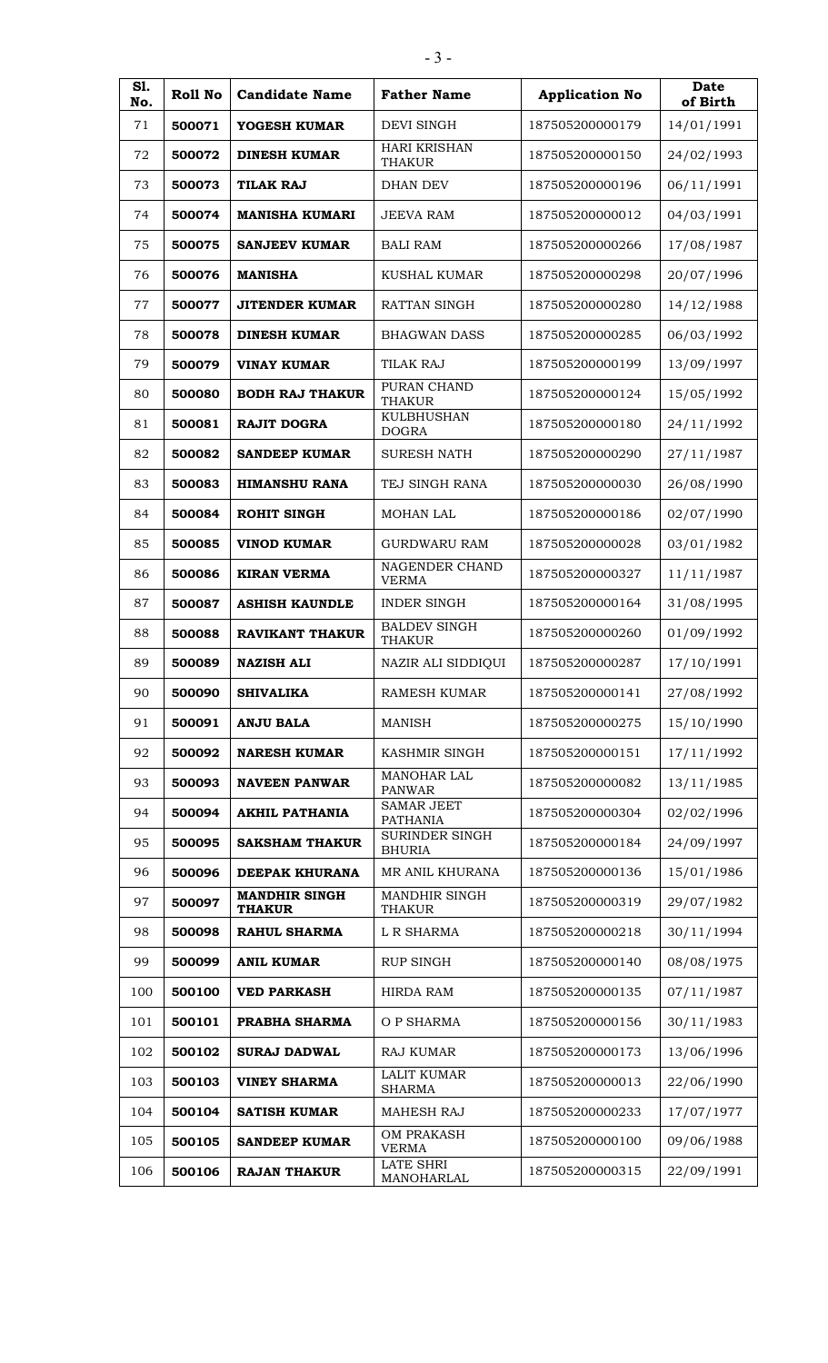| Sl. No. | Roll No | Candidate Name | Father Name | Application No | Date of Birth |
|---|---|---|---|---|---|
| 71 | **500071** | **YOGESH KUMAR** | DEVI SINGH | 187505200000179 | 14/01/1991 |
| 72 | **500072** | **DINESH KUMAR** | HARI KRISHAN THAKUR | 187505200000150 | 24/02/1993 |
| 73 | **500073** | **TILAK RAJ** | DHAN DEV | 187505200000196 | 06/11/1991 |
| 74 | **500074** | **MANISHA KUMARI** | JEEVA RAM | 187505200000012 | 04/03/1991 |
| 75 | **500075** | **SANJEEV KUMAR** | BALI RAM | 187505200000266 | 17/08/1987 |
| 76 | **500076** | **MANISHA** | KUSHAL KUMAR | 187505200000298 | 20/07/1996 |
| 77 | **500077** | **JITENDER KUMAR** | RATTAN SINGH | 187505200000280 | 14/12/1988 |
| 78 | **500078** | **DINESH KUMAR** | BHAGWAN DASS | 187505200000285 | 06/03/1992 |
| 79 | **500079** | **VINAY KUMAR** | TILAK RAJ | 187505200000199 | 13/09/1997 |
| 80 | **500080** | **BODH RAJ THAKUR** | PURAN CHAND THAKUR | 187505200000124 | 15/05/1992 |
| 81 | **500081** | **RAJIT DOGRA** | KULBHUSHAN DOGRA | 187505200000180 | 24/11/1992 |
| 82 | **500082** | **SANDEEP KUMAR** | SURESH NATH | 187505200000290 | 27/11/1987 |
| 83 | **500083** | **HIMANSHU RANA** | TEJ SINGH RANA | 187505200000030 | 26/08/1990 |
| 84 | **500084** | **ROHIT SINGH** | MOHAN LAL | 187505200000186 | 02/07/1990 |
| 85 | **500085** | **VINOD KUMAR** | GURDWARU RAM | 187505200000028 | 03/01/1982 |
| 86 | **500086** | **KIRAN VERMA** | NAGENDER CHAND VERMA | 187505200000327 | 11/11/1987 |
| 87 | **500087** | **ASHISH KAUNDLE** | INDER SINGH | 187505200000164 | 31/08/1995 |
| 88 | **500088** | **RAVIKANT THAKUR** | BALDEV SINGH THAKUR | 187505200000260 | 01/09/1992 |
| 89 | **500089** | **NAZISH ALI** | NAZIR ALI SIDDIQUI | 187505200000287 | 17/10/1991 |
| 90 | **500090** | **SHIVALIKA** | RAMESH KUMAR | 187505200000141 | 27/08/1992 |
| 91 | **500091** | **ANJU BALA** | MANISH | 187505200000275 | 15/10/1990 |
| 92 | **500092** | **NARESH KUMAR** | KASHMIR SINGH | 187505200000151 | 17/11/1992 |
| 93 | **500093** | **NAVEEN PANWAR** | MANOHAR LAL PANWAR | 187505200000082 | 13/11/1985 |
| 94 | **500094** | **AKHIL PATHANIA** | SAMAR JEET PATHANIA | 187505200000304 | 02/02/1996 |
| 95 | **500095** | **SAKSHAM THAKUR** | SURINDER SINGH BHURIA | 187505200000184 | 24/09/1997 |
| 96 | **500096** | **DEEPAK KHURANA** | MR ANIL KHURANA | 187505200000136 | 15/01/1986 |
| 97 | **500097** | **MANDHIR SINGH THAKUR** | MANDHIR SINGH THAKUR | 187505200000319 | 29/07/1982 |
| 98 | **500098** | **RAHUL SHARMA** | L R SHARMA | 187505200000218 | 30/11/1994 |
| 99 | **500099** | **ANIL KUMAR** | RUP SINGH | 187505200000140 | 08/08/1975 |
| 100 | **500100** | **VED PARKASH** | HIRDA RAM | 187505200000135 | 07/11/1987 |
| 101 | **500101** | **PRABHA SHARMA** | O P SHARMA | 187505200000156 | 30/11/1983 |
| 102 | **500102** | **SURAJ DADWAL** | RAJ KUMAR | 187505200000173 | 13/06/1996 |
| 103 | **500103** | **VINEY SHARMA** | LALIT KUMAR SHARMA | 187505200000013 | 22/06/1990 |
| 104 | **500104** | **SATISH KUMAR** | MAHESH RAJ | 187505200000233 | 17/07/1977 |
| 105 | **500105** | **SANDEEP KUMAR** | OM PRAKASH VERMA | 187505200000100 | 09/06/1988 |
| 106 | **500106** | **RAJAN THAKUR** | LATE SHRI MANOHARLAL | 187505200000315 | 22/09/1991 |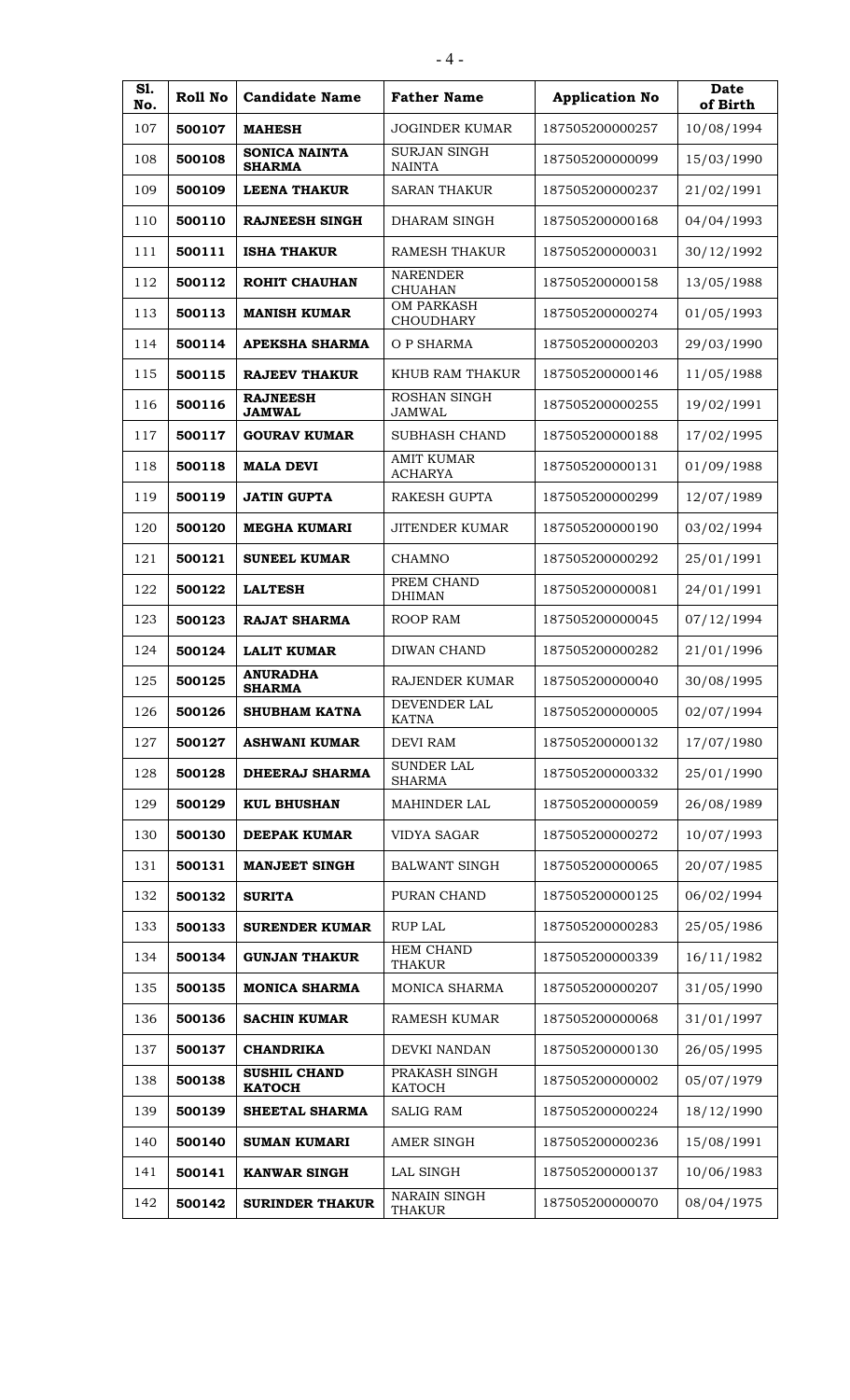| Sl. No. | Roll No | Candidate Name | Father Name | Application No | Date of Birth |
|---|---|---|---|---|---|
| 107 | **500107** | **MAHESH** | JOGINDER KUMAR | 187505200000257 | 10/08/1994 |
| 108 | **500108** | **SONICA NAINTA SHARMA** | SURJAN SINGH NAINTA | 187505200000099 | 15/03/1990 |
| 109 | **500109** | **LEENA THAKUR** | SARAN THAKUR | 187505200000237 | 21/02/1991 |
| 110 | **500110** | **RAJNEESH SINGH** | DHARAM SINGH | 187505200000168 | 04/04/1993 |
| 111 | **500111** | **ISHA THAKUR** | RAMESH THAKUR | 187505200000031 | 30/12/1992 |
| 112 | **500112** | **ROHIT CHAUHAN** | NARENDER CHUAHAN | 187505200000158 | 13/05/1988 |
| 113 | **500113** | **MANISH KUMAR** | OM PARKASH CHOUDHARY | 187505200000274 | 01/05/1993 |
| 114 | **500114** | **APEKSHA SHARMA** | O P SHARMA | 187505200000203 | 29/03/1990 |
| 115 | **500115** | **RAJEEV THAKUR** | KHUB RAM THAKUR | 187505200000146 | 11/05/1988 |
| 116 | **500116** | **RAJNEESH JAMWAL** | ROSHAN SINGH JAMWAL | 187505200000255 | 19/02/1991 |
| 117 | **500117** | **GOURAV KUMAR** | SUBHASH CHAND | 187505200000188 | 17/02/1995 |
| 118 | **500118** | **MALA DEVI** | AMIT KUMAR ACHARYA | 187505200000131 | 01/09/1988 |
| 119 | **500119** | **JATIN GUPTA** | RAKESH GUPTA | 187505200000299 | 12/07/1989 |
| 120 | **500120** | **MEGHA KUMARI** | JITENDER KUMAR | 187505200000190 | 03/02/1994 |
| 121 | **500121** | **SUNEEL KUMAR** | CHAMNO | 187505200000292 | 25/01/1991 |
| 122 | **500122** | **LALTESH** | PREM CHAND DHIMAN | 187505200000081 | 24/01/1991 |
| 123 | **500123** | **RAJAT SHARMA** | ROOP RAM | 187505200000045 | 07/12/1994 |
| 124 | **500124** | **LALIT KUMAR** | DIWAN CHAND | 187505200000282 | 21/01/1996 |
| 125 | **500125** | **ANURADHA SHARMA** | RAJENDER KUMAR | 187505200000040 | 30/08/1995 |
| 126 | **500126** | **SHUBHAM KATNA** | DEVENDER LAL KATNA | 187505200000005 | 02/07/1994 |
| 127 | **500127** | **ASHWANI KUMAR** | DEVI RAM | 187505200000132 | 17/07/1980 |
| 128 | **500128** | **DHEERAJ SHARMA** | SUNDER LAL SHARMA | 187505200000332 | 25/01/1990 |
| 129 | **500129** | **KUL BHUSHAN** | MAHINDER LAL | 187505200000059 | 26/08/1989 |
| 130 | **500130** | **DEEPAK KUMAR** | VIDYA SAGAR | 187505200000272 | 10/07/1993 |
| 131 | **500131** | **MANJEET SINGH** | BALWANT SINGH | 187505200000065 | 20/07/1985 |
| 132 | **500132** | **SURITA** | PURAN CHAND | 187505200000125 | 06/02/1994 |
| 133 | **500133** | **SURENDER KUMAR** | RUP LAL | 187505200000283 | 25/05/1986 |
| 134 | **500134** | **GUNJAN THAKUR** | HEM CHAND THAKUR | 187505200000339 | 16/11/1982 |
| 135 | **500135** | **MONICA SHARMA** | MONICA SHARMA | 187505200000207 | 31/05/1990 |
| 136 | **500136** | **SACHIN KUMAR** | RAMESH KUMAR | 187505200000068 | 31/01/1997 |
| 137 | **500137** | **CHANDRIKA** | DEVKI NANDAN | 187505200000130 | 26/05/1995 |
| 138 | **500138** | **SUSHIL CHAND KATOCH** | PRAKASH SINGH KATOCH | 187505200000002 | 05/07/1979 |
| 139 | **500139** | **SHEETAL SHARMA** | SALIG RAM | 187505200000224 | 18/12/1990 |
| 140 | **500140** | **SUMAN KUMARI** | AMER SINGH | 187505200000236 | 15/08/1991 |
| 141 | **500141** | **KANWAR SINGH** | LAL SINGH | 187505200000137 | 10/06/1983 |
| 142 | **500142** | **SURINDER THAKUR** | NARAIN SINGH THAKUR | 187505200000070 | 08/04/1975 |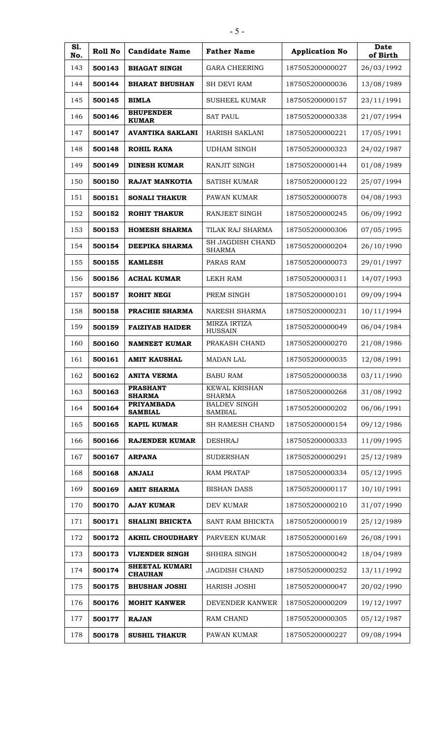| Sl. No. | Roll No | Candidate Name | Father Name | Application No | Date of Birth |
|---|---|---|---|---|---|
| 143 | **500143** | **BHAGAT SINGH** | GARA CHEERING | 187505200000027 | 26/03/1992 |
| 144 | **500144** | **BHARAT BHUSHAN** | SH DEVI RAM | 187505200000036 | 13/08/1989 |
| 145 | **500145** | **BIMLA** | SUSHEEL KUMAR | 187505200000157 | 23/11/1991 |
| 146 | **500146** | **BHUPENDER KUMAR** | SAT PAUL | 187505200000338 | 21/07/1994 |
| 147 | **500147** | **AVANTIKA SAKLANI** | HARISH SAKLANI | 187505200000221 | 17/05/1991 |
| 148 | **500148** | **ROHIL RANA** | UDHAM SINGH | 187505200000323 | 24/02/1987 |
| 149 | **500149** | **DINESH KUMAR** | RANJIT SINGH | 187505200000144 | 01/08/1989 |
| 150 | **500150** | **RAJAT MANKOTIA** | SATISH KUMAR | 187505200000122 | 25/07/1994 |
| 151 | **500151** | **SONALI THAKUR** | PAWAN KUMAR | 187505200000078 | 04/08/1993 |
| 152 | **500152** | **ROHIT THAKUR** | RANJEET SINGH | 187505200000245 | 06/09/1992 |
| 153 | **500153** | **HOMESH SHARMA** | TILAK RAJ SHARMA | 187505200000306 | 07/05/1995 |
| 154 | **500154** | **DEEPIKA SHARMA** | SH JAGDISH CHAND SHARMA | 187505200000204 | 26/10/1990 |
| 155 | **500155** | **KAMLESH** | PARAS RAM | 187505200000073 | 29/01/1997 |
| 156 | **500156** | **ACHAL KUMAR** | LEKH RAM | 187505200000311 | 14/07/1993 |
| 157 | **500157** | **ROHIT NEGI** | PREM SINGH | 187505200000101 | 09/09/1994 |
| 158 | **500158** | **PRACHIE SHARMA** | NARESH SHARMA | 187505200000231 | 10/11/1994 |
| 159 | **500159** | **FAIZIYAB HAIDER** | MIRZA IRTIZA HUSSAIN | 187505200000049 | 06/04/1984 |
| 160 | **500160** | **NAMNEET KUMAR** | PRAKASH CHAND | 187505200000270 | 21/08/1986 |
| 161 | **500161** | **AMIT KAUSHAL** | MADAN LAL | 187505200000035 | 12/08/1991 |
| 162 | **500162** | **ANITA VERMA** | BABU RAM | 187505200000038 | 03/11/1990 |
| 163 | **500163** | **PRASHANT SHARMA** | KEWAL KRISHAN SHARMA | 187505200000268 | 31/08/1992 |
| 164 | **500164** | **PRIYAMBADA SAMBIAL** | BALDEV SINGH SAMBIAL | 187505200000202 | 06/06/1991 |
| 165 | **500165** | **KAPIL KUMAR** | SH RAMESH CHAND | 187505200000154 | 09/12/1986 |
| 166 | **500166** | **RAJENDER KUMAR** | DESHRAJ | 187505200000333 | 11/09/1995 |
| 167 | **500167** | **ARPANA** | SUDERSHAN | 187505200000291 | 25/12/1989 |
| 168 | **500168** | **ANJALI** | RAM PRATAP | 187505200000334 | 05/12/1995 |
| 169 | **500169** | **AMIT SHARMA** | BISHAN DASS | 187505200000117 | 10/10/1991 |
| 170 | **500170** | **AJAY KUMAR** | DEV KUMAR | 187505200000210 | 31/07/1990 |
| 171 | **500171** | **SHALINI BHICKTA** | SANT RAM BHICKTA | 187505200000019 | 25/12/1989 |
| 172 | **500172** | **AKHIL CHOUDHARY** | PARVEEN KUMAR | 187505200000169 | 26/08/1991 |
| 173 | **500173** | **VIJENDER SINGH** | SHHIRA SINGH | 187505200000042 | 18/04/1989 |
| 174 | **500174** | **SHEETAL KUMARI CHAUHAN** | JAGDISH CHAND | 187505200000252 | 13/11/1992 |
| 175 | **500175** | **BHUSHAN JOSHI** | HARISH JOSHI | 187505200000047 | 20/02/1990 |
| 176 | **500176** | **MOHIT KANWER** | DEVENDER KANWER | 187505200000209 | 19/12/1997 |
| 177 | **500177** | **RAJAN** | RAM CHAND | 187505200000305 | 05/12/1987 |
| 178 | **500178** | **SUSHIL THAKUR** | PAWAN KUMAR | 187505200000227 | 09/08/1994 |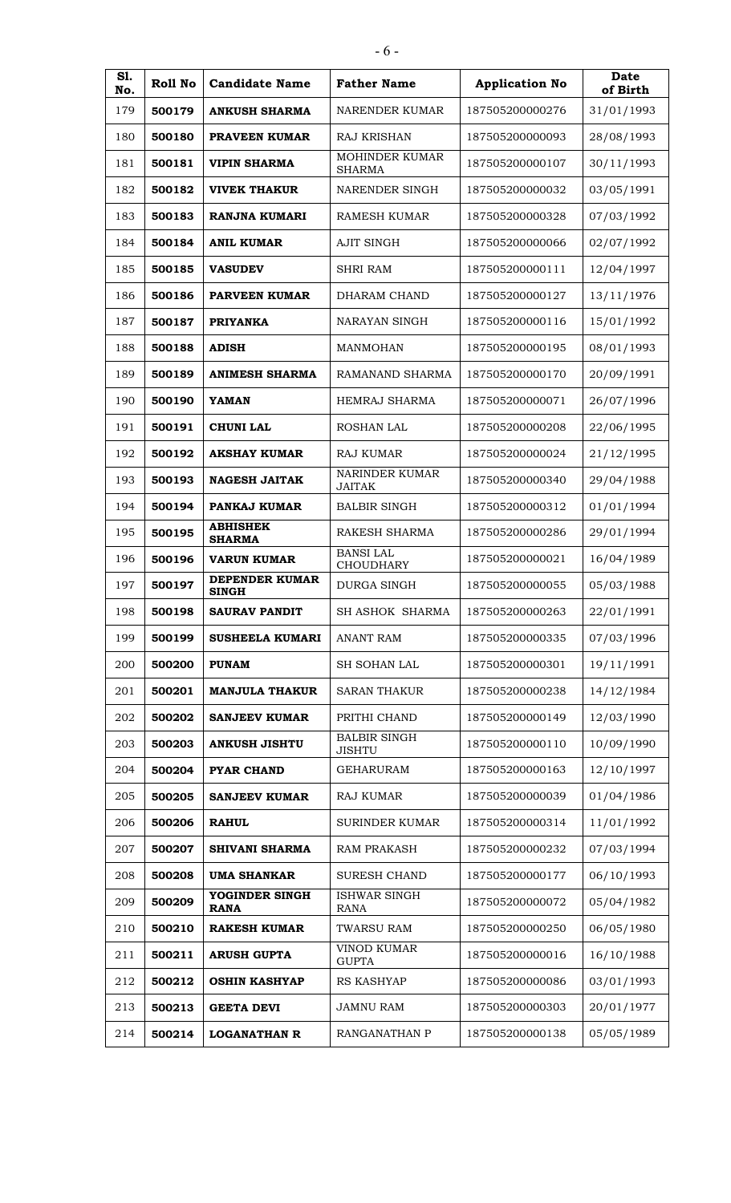| Sl. No. | Roll No | Candidate Name | Father Name | Application No | Date of Birth |
|---|---|---|---|---|---|
| 179 | **500179** | **ANKUSH SHARMA** | NARENDER KUMAR | 187505200000276 | 31/01/1993 |
| 180 | **500180** | **PRAVEEN KUMAR** | RAJ KRISHAN | 187505200000093 | 28/08/1993 |
| 181 | **500181** | **VIPIN SHARMA** | MOHINDER KUMAR SHARMA | 187505200000107 | 30/11/1993 |
| 182 | **500182** | **VIVEK THAKUR** | NARENDER SINGH | 187505200000032 | 03/05/1991 |
| 183 | **500183** | **RANJNA KUMARI** | RAMESH KUMAR | 187505200000328 | 07/03/1992 |
| 184 | **500184** | **ANIL KUMAR** | AJIT SINGH | 187505200000066 | 02/07/1992 |
| 185 | **500185** | **VASUDEV** | SHRI RAM | 187505200000111 | 12/04/1997 |
| 186 | **500186** | **PARVEEN KUMAR** | DHARAM CHAND | 187505200000127 | 13/11/1976 |
| 187 | **500187** | **PRIYANKA** | NARAYAN SINGH | 187505200000116 | 15/01/1992 |
| 188 | **500188** | **ADISH** | MANMOHAN | 187505200000195 | 08/01/1993 |
| 189 | **500189** | **ANIMESH SHARMA** | RAMANAND SHARMA | 187505200000170 | 20/09/1991 |
| 190 | **500190** | **YAMAN** | HEMRAJ SHARMA | 187505200000071 | 26/07/1996 |
| 191 | **500191** | **CHUNI LAL** | ROSHAN LAL | 187505200000208 | 22/06/1995 |
| 192 | **500192** | **AKSHAY KUMAR** | RAJ KUMAR | 187505200000024 | 21/12/1995 |
| 193 | **500193** | **NAGESH JAITAK** | NARINDER KUMAR JAITAK | 187505200000340 | 29/04/1988 |
| 194 | **500194** | **PANKAJ KUMAR** | BALBIR SINGH | 187505200000312 | 01/01/1994 |
| 195 | **500195** | **ABHISHEK SHARMA** | RAKESH SHARMA | 187505200000286 | 29/01/1994 |
| 196 | **500196** | **VARUN KUMAR** | BANSI LAL CHOUDHARY | 187505200000021 | 16/04/1989 |
| 197 | **500197** | **DEPENDER KUMAR SINGH** | DURGA SINGH | 187505200000055 | 05/03/1988 |
| 198 | **500198** | **SAURAV PANDIT** | SH ASHOK SHARMA | 187505200000263 | 22/01/1991 |
| 199 | **500199** | **SUSHEELA KUMARI** | ANANT RAM | 187505200000335 | 07/03/1996 |
| 200 | **500200** | **PUNAM** | SH SOHAN LAL | 187505200000301 | 19/11/1991 |
| 201 | **500201** | **MANJULA THAKUR** | SARAN THAKUR | 187505200000238 | 14/12/1984 |
| 202 | **500202** | **SANJEEV KUMAR** | PRITHI CHAND | 187505200000149 | 12/03/1990 |
| 203 | **500203** | **ANKUSH JISHTU** | BALBIR SINGH JISHTU | 187505200000110 | 10/09/1990 |
| 204 | **500204** | **PYAR CHAND** | GEHARURAM | 187505200000163 | 12/10/1997 |
| 205 | **500205** | **SANJEEV KUMAR** | RAJ KUMAR | 187505200000039 | 01/04/1986 |
| 206 | **500206** | **RAHUL** | SURINDER KUMAR | 187505200000314 | 11/01/1992 |
| 207 | **500207** | **SHIVANI SHARMA** | RAM PRAKASH | 187505200000232 | 07/03/1994 |
| 208 | **500208** | **UMA SHANKAR** | SURESH CHAND | 187505200000177 | 06/10/1993 |
| 209 | **500209** | **YOGINDER SINGH RANA** | ISHWAR SINGH RANA | 187505200000072 | 05/04/1982 |
| 210 | **500210** | **RAKESH KUMAR** | TWARSU RAM | 187505200000250 | 06/05/1980 |
| 211 | **500211** | **ARUSH GUPTA** | VINOD KUMAR GUPTA | 187505200000016 | 16/10/1988 |
| 212 | **500212** | **OSHIN KASHYAP** | RS KASHYAP | 187505200000086 | 03/01/1993 |
| 213 | **500213** | **GEETA DEVI** | JAMNU RAM | 187505200000303 | 20/01/1977 |
| 214 | **500214** | **LOGANATHAN R** | RANGANATHAN P | 187505200000138 | 05/05/1989 |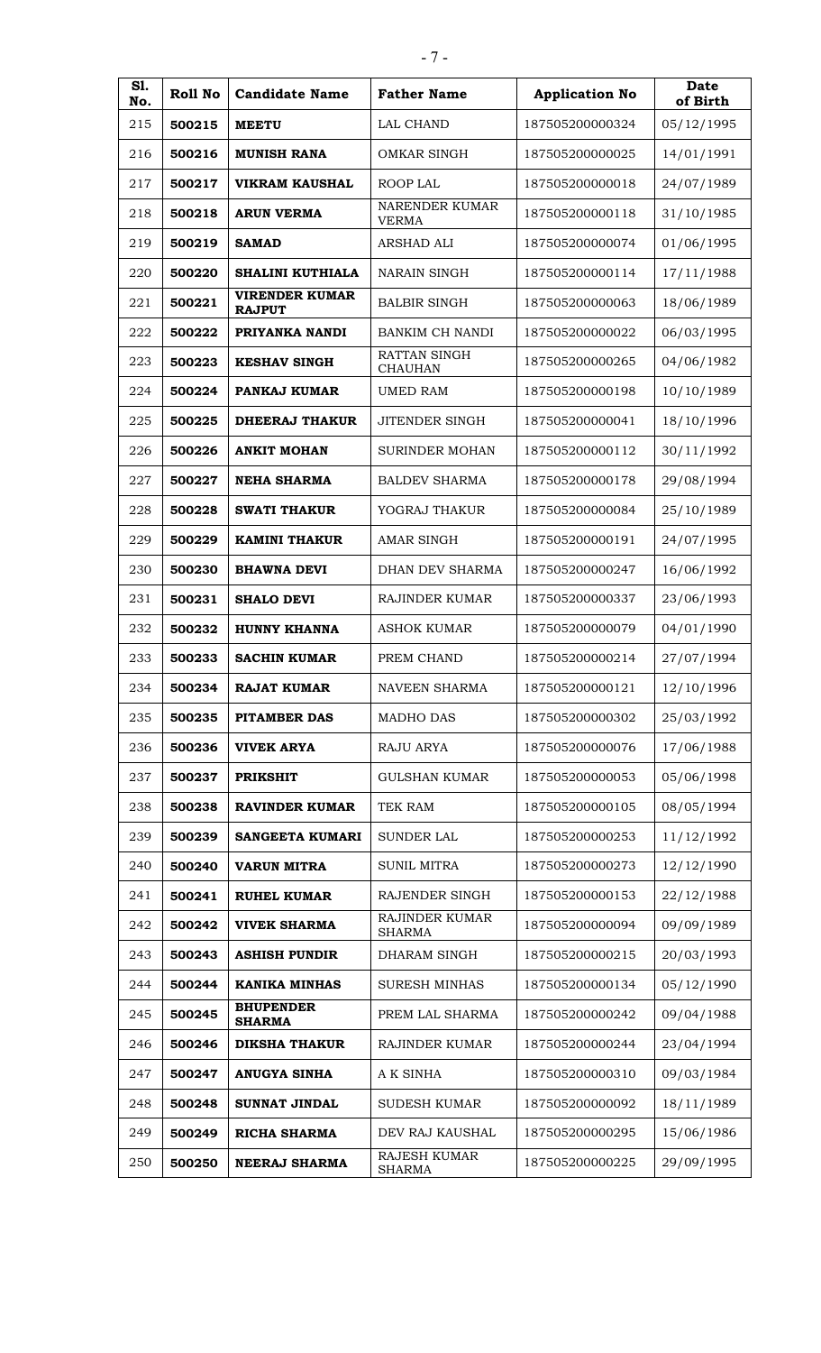| Sl. No. | Roll No | Candidate Name | Father Name | Application No | Date of Birth |
|---|---|---|---|---|---|
| 215 | **500215** | **MEETU** | LAL CHAND | 187505200000324 | 05/12/1995 |
| 216 | **500216** | **MUNISH RANA** | OMKAR SINGH | 187505200000025 | 14/01/1991 |
| 217 | **500217** | **VIKRAM KAUSHAL** | ROOP LAL | 187505200000018 | 24/07/1989 |
| 218 | **500218** | **ARUN VERMA** | NARENDER KUMAR VERMA | 187505200000118 | 31/10/1985 |
| 219 | **500219** | **SAMAD** | ARSHAD ALI | 187505200000074 | 01/06/1995 |
| 220 | **500220** | **SHALINI KUTHIALA** | NARAIN SINGH | 187505200000114 | 17/11/1988 |
| 221 | **500221** | **VIRENDER KUMAR RAJPUT** | BALBIR SINGH | 187505200000063 | 18/06/1989 |
| 222 | **500222** | **PRIYANKA NANDI** | BANKIM CH NANDI | 187505200000022 | 06/03/1995 |
| 223 | **500223** | **KESHAV SINGH** | RATTAN SINGH CHAUHAN | 187505200000265 | 04/06/1982 |
| 224 | **500224** | **PANKAJ KUMAR** | UMED RAM | 187505200000198 | 10/10/1989 |
| 225 | **500225** | **DHEERAJ THAKUR** | JITENDER SINGH | 187505200000041 | 18/10/1996 |
| 226 | **500226** | **ANKIT MOHAN** | SURINDER MOHAN | 187505200000112 | 30/11/1992 |
| 227 | **500227** | **NEHA SHARMA** | BALDEV SHARMA | 187505200000178 | 29/08/1994 |
| 228 | **500228** | **SWATI THAKUR** | YOGRAJ THAKUR | 187505200000084 | 25/10/1989 |
| 229 | **500229** | **KAMINI THAKUR** | AMAR SINGH | 187505200000191 | 24/07/1995 |
| 230 | **500230** | **BHAWNA DEVI** | DHAN DEV SHARMA | 187505200000247 | 16/06/1992 |
| 231 | **500231** | **SHALO DEVI** | RAJINDER KUMAR | 187505200000337 | 23/06/1993 |
| 232 | **500232** | **HUNNY KHANNA** | ASHOK KUMAR | 187505200000079 | 04/01/1990 |
| 233 | **500233** | **SACHIN KUMAR** | PREM CHAND | 187505200000214 | 27/07/1994 |
| 234 | **500234** | **RAJAT KUMAR** | NAVEEN SHARMA | 187505200000121 | 12/10/1996 |
| 235 | **500235** | **PITAMBER DAS** | MADHO DAS | 187505200000302 | 25/03/1992 |
| 236 | **500236** | **VIVEK ARYA** | RAJU ARYA | 187505200000076 | 17/06/1988 |
| 237 | **500237** | **PRIKSHIT** | GULSHAN KUMAR | 187505200000053 | 05/06/1998 |
| 238 | **500238** | **RAVINDER KUMAR** | TEK RAM | 187505200000105 | 08/05/1994 |
| 239 | **500239** | **SANGEETA KUMARI** | SUNDER LAL | 187505200000253 | 11/12/1992 |
| 240 | **500240** | **VARUN MITRA** | SUNIL MITRA | 187505200000273 | 12/12/1990 |
| 241 | **500241** | **RUHEL KUMAR** | RAJENDER SINGH | 187505200000153 | 22/12/1988 |
| 242 | **500242** | **VIVEK SHARMA** | RAJINDER KUMAR SHARMA | 187505200000094 | 09/09/1989 |
| 243 | **500243** | **ASHISH PUNDIR** | DHARAM SINGH | 187505200000215 | 20/03/1993 |
| 244 | **500244** | **KANIKA MINHAS** | SURESH MINHAS | 187505200000134 | 05/12/1990 |
| 245 | **500245** | **BHUPENDER SHARMA** | PREM LAL SHARMA | 187505200000242 | 09/04/1988 |
| 246 | **500246** | **DIKSHA THAKUR** | RAJINDER KUMAR | 187505200000244 | 23/04/1994 |
| 247 | **500247** | **ANUGYA SINHA** | A K SINHA | 187505200000310 | 09/03/1984 |
| 248 | **500248** | **SUNNAT JINDAL** | SUDESH KUMAR | 187505200000092 | 18/11/1989 |
| 249 | **500249** | **RICHA SHARMA** | DEV RAJ KAUSHAL | 187505200000295 | 15/06/1986 |
| 250 | **500250** | **NEERAJ SHARMA** | RAJESH KUMAR SHARMA | 187505200000225 | 29/09/1995 |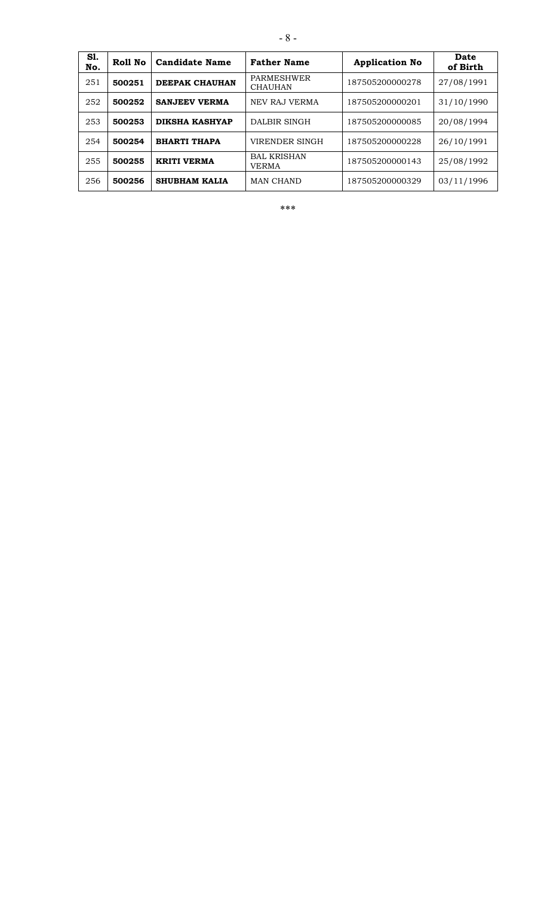| Sl. No. | Roll No | Candidate Name | Father Name | Application No | Date of Birth |
|---|---|---|---|---|---|
| 251 | **500251** | **DEEPAK CHAUHAN** | PARMESHWER CHAUHAN | 187505200000278 | 27/08/1991 |
| 252 | **500252** | **SANJEEV VERMA** | NEV RAJ VERMA | 187505200000201 | 31/10/1990 |
| 253 | **500253** | **DIKSHA KASHYAP** | DALBIR SINGH | 187505200000085 | 20/08/1994 |
| 254 | **500254** | **BHARTI THAPA** | VIRENDER SINGH | 187505200000228 | 26/10/1991 |
| 255 | **500255** | **KRITI VERMA** | BAL KRISHAN VERMA | 187505200000143 | 25/08/1992 |
| 256 | **500256** | **SHUBHAM KALIA** | MAN CHAND | 187505200000329 | 03/11/1996 |

***